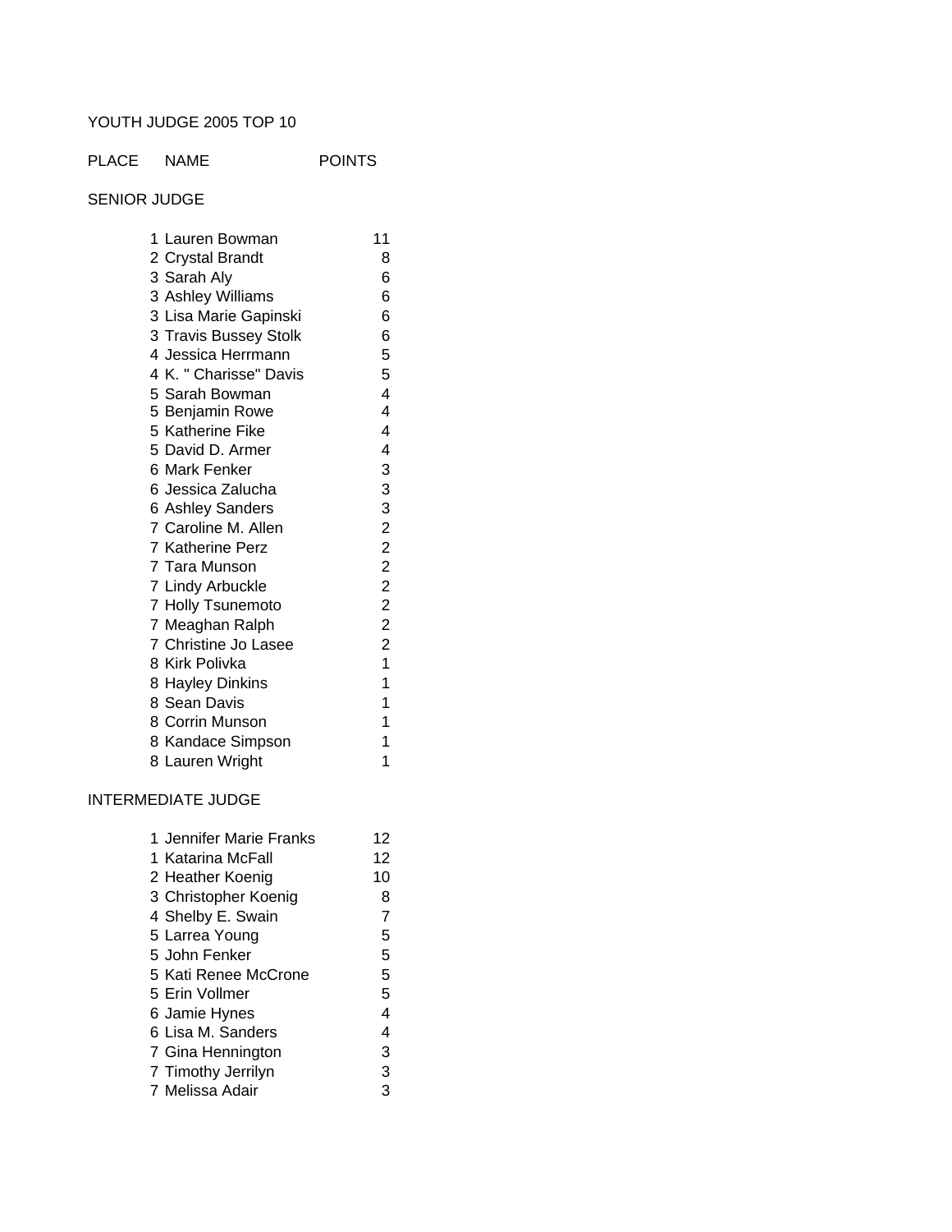YOUTH JUDGE 2005 TOP 10

| PLACE | NAME | POINTS |
|---|---|---|
| **SENIOR JUDGE** | | |
| 1 | Lauren Bowman | 11 |
| 2 | Crystal Brandt | 8 |
| 3 | Sarah Aly | 6 |
| 3 | Ashley Williams | 6 |
| 3 | Lisa Marie Gapinski | 6 |
| 3 | Travis Bussey Stolk | 6 |
| 4 | Jessica Herrmann | 5 |
| 4 | K. " Charisse" Davis | 5 |
| 5 | Sarah Bowman | 4 |
| 5 | Benjamin Rowe | 4 |
| 5 | Katherine Fike | 4 |
| 5 | David D. Armer | 4 |
| 6 | Mark Fenker | 3 |
| 6 | Jessica Zalucha | 3 |
| 6 | Ashley Sanders | 3 |
| 7 | Caroline M. Allen | 2 |
| 7 | Katherine Perz | 2 |
| 7 | Tara Munson | 2 |
| 7 | Lindy Arbuckle | 2 |
| 7 | Holly Tsunemoto | 2 |
| 7 | Meaghan Ralph | 2 |
| 7 | Christine Jo Lasee | 2 |
| 8 | Kirk Polivka | 1 |
| 8 | Hayley Dinkins | 1 |
| 8 | Sean Davis | 1 |
| 8 | Corrin Munson | 1 |
| 8 | Kandace Simpson | 1 |
| 8 | Lauren Wright | 1 |
| **INTERMEDIATE JUDGE** | | |
| 1 | Jennifer Marie Franks | 12 |
| 1 | Katarina McFall | 12 |
| 2 | Heather Koenig | 10 |
| 3 | Christopher Koenig | 8 |
| 4 | Shelby E. Swain | 7 |
| 5 | Larrea Young | 5 |
| 5 | John Fenker | 5 |
| 5 | Kati Renee McCrone | 5 |
| 5 | Erin Vollmer | 5 |
| 6 | Jamie Hynes | 4 |
| 6 | Lisa M. Sanders | 4 |
| 7 | Gina Hennington | 3 |
| 7 | Timothy Jerrilyn | 3 |
| 7 | Melissa Adair | 3 |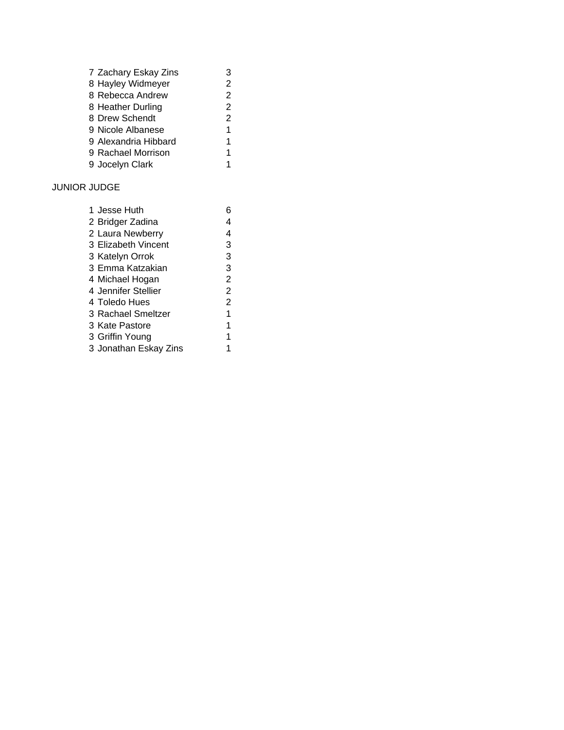| | | |
|---|---|---|
| 7 | Zachary Eskay Zins | 3 |
| 8 | Hayley Widmeyer | 2 |
| 8 | Rebecca Andrew | 2 |
| 8 | Heather Durling | 2 |
| 8 | Drew Schendt | 2 |
| 9 | Nicole Albanese | 1 |
| 9 | Alexandria Hibbard | 1 |
| 9 | Rachael Morrison | 1 |
| 9 | Jocelyn Clark | 1 |

JUNIOR JUDGE

| | | |
|---|---|---|
| 1 | Jesse Huth | 6 |
| 2 | Bridger Zadina | 4 |
| 2 | Laura Newberry | 4 |
| 3 | Elizabeth Vincent | 3 |
| 3 | Katelyn Orrok | 3 |
| 3 | Emma Katzakian | 3 |
| 4 | Michael Hogan | 2 |
| 4 | Jennifer Stellier | 2 |
| 4 | Toledo Hues | 2 |
| 3 | Rachael Smeltzer | 1 |
| 3 | Kate Pastore | 1 |
| 3 | Griffin Young | 1 |
| 3 | Jonathan Eskay Zins | 1 |